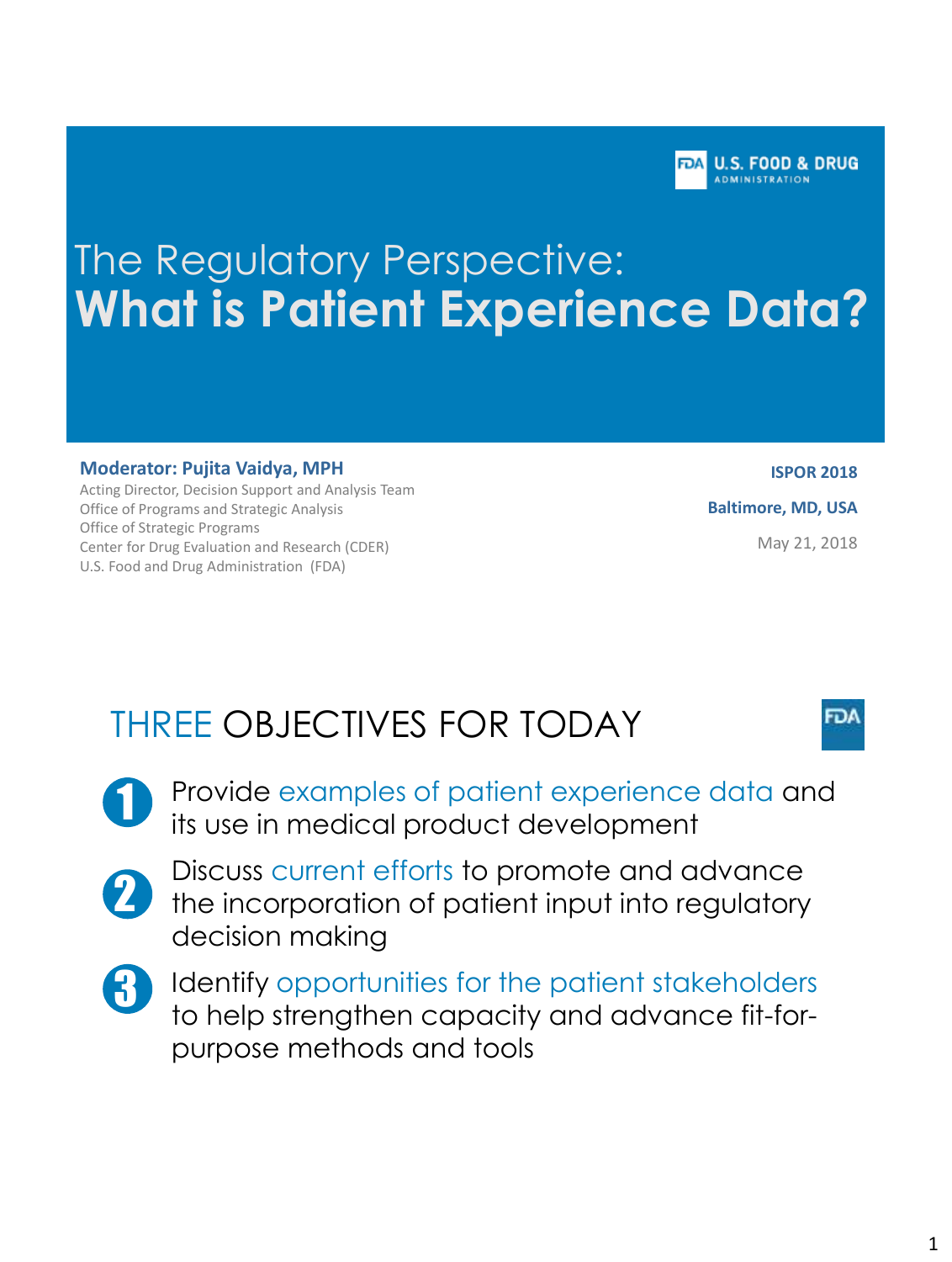U.S. FOOD & DRUG ADMINISTRATION

# The Regulatory Perspective: What is Patient Experience Data?

**Moderator: Pujita Vaidya, MPH**
Acting Director, Decision Support and Analysis Team
Office of Programs and Strategic Analysis
Office of Strategic Programs
Center for Drug Evaluation and Research (CDER)
U.S. Food and Drug Administration (FDA)

**ISPOR 2018**

**Baltimore, MD, USA**

May 21, 2018

## THREE OBJECTIVES FOR TODAY

1. Provide examples of patient experience data and its use in medical product development
2. Discuss current efforts to promote and advance the incorporation of patient input into regulatory decision making
3. Identify opportunities for the patient stakeholders to help strengthen capacity and advance fit-for-purpose methods and tools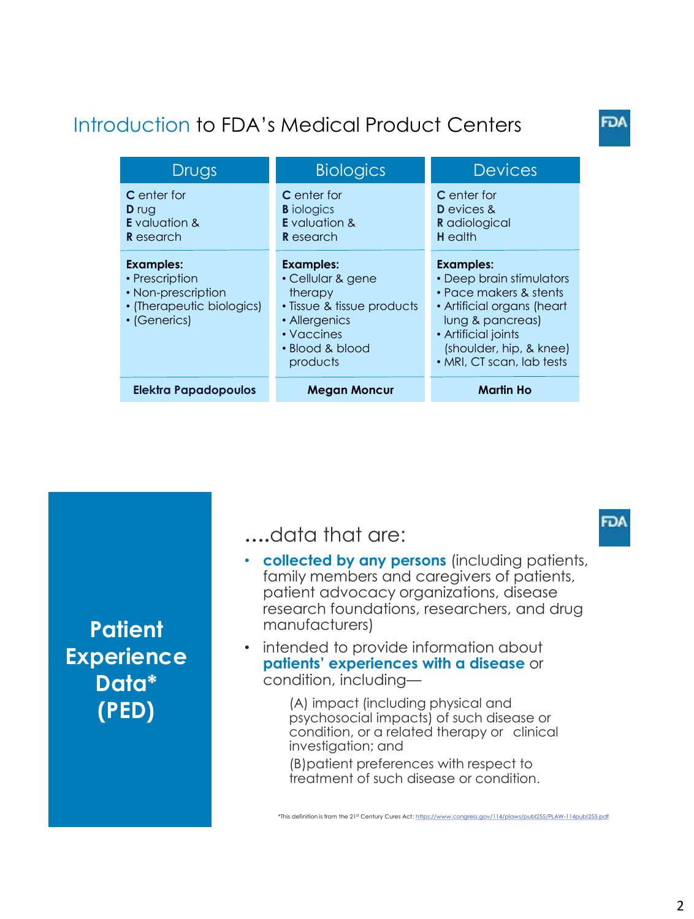## Introduction to FDA's Medical Product Centers

| Drugs | Biologics | Devices |
| --- | --- | --- |
| **C** enter for **D** rug **E** valuation & **R** esearch | **C** enter for **B** iologics **E** valuation & **R** esearch | **C** enter for **D** evices & **R** adiological **H** ealth |
| **Examples:** • Prescription • Non-prescription • (Therapeutic biologics) • (Generics) | **Examples:** • Cellular & gene therapy • Tissue & tissue products • Allergenics • Vaccines • Blood & blood products | **Examples:** • Deep brain stimulators • Pace makers & stents • Artificial organs (heart lung & pancreas) • Artificial joints (shoulder, hip, & knee) • MRI, CT scan, lab tests |
| **Elektra Papadopoulos** | **Megan Moncur** | **Martin Ho** |

## Patient Experience Data* (PED)

....data that are:

- **collected by any persons** (including patients, family members and caregivers of patients, patient advocacy organizations, disease research foundations, researchers, and drug manufacturers)
- intended to provide information about **patients' experiences with a disease** or condition, including—

  (A) impact (including physical and psychosocial impacts) of such disease or condition, or a related therapy or clinical investigation; and

  (B) patient preferences with respect to treatment of such disease or condition.

*This definition is from the 21st Century Cures Act: https://www.congress.gov/114/plaws/publ255/PLAW-114publ255.pdf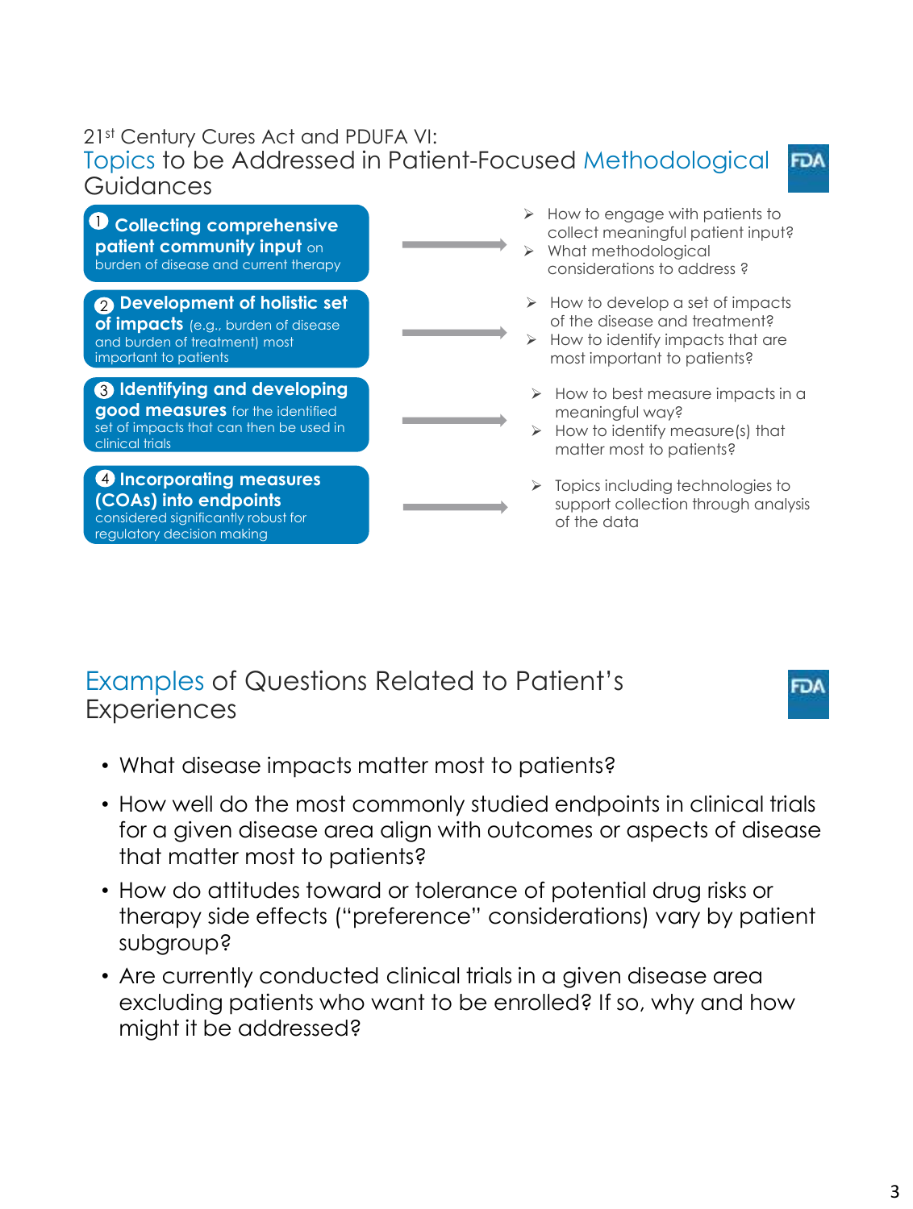## 21st Century Cures Act and PDUFA VI: Topics to be Addressed in Patient-Focused Methodological Guidances

1. **Collecting comprehensive patient community input** on burden of disease and current therapy
   - How to engage with patients to collect meaningful patient input?
   - What methodological considerations to address ?
2. **Development of holistic set of impacts** (e.g., burden of disease and burden of treatment) most important to patients
   - How to develop a set of impacts of the disease and treatment?
   - How to identify impacts that are most important to patients?
3. **Identifying and developing good measures** for the identified set of impacts that can then be used in clinical trials
   - How to best measure impacts in a meaningful way?
   - How to identify measure(s) that matter most to patients?
4. **Incorporating measures (COAs) into endpoints** considered significantly robust for regulatory decision making
   - Topics including technologies to support collection through analysis of the data

## Examples of Questions Related to Patient's Experiences

- What disease impacts matter most to patients?
- How well do the most commonly studied endpoints in clinical trials for a given disease area align with outcomes or aspects of disease that matter most to patients?
- How do attitudes toward or tolerance of potential drug risks or therapy side effects ("preference" considerations) vary by patient subgroup?
- Are currently conducted clinical trials in a given disease area excluding patients who want to be enrolled? If so, why and how might it be addressed?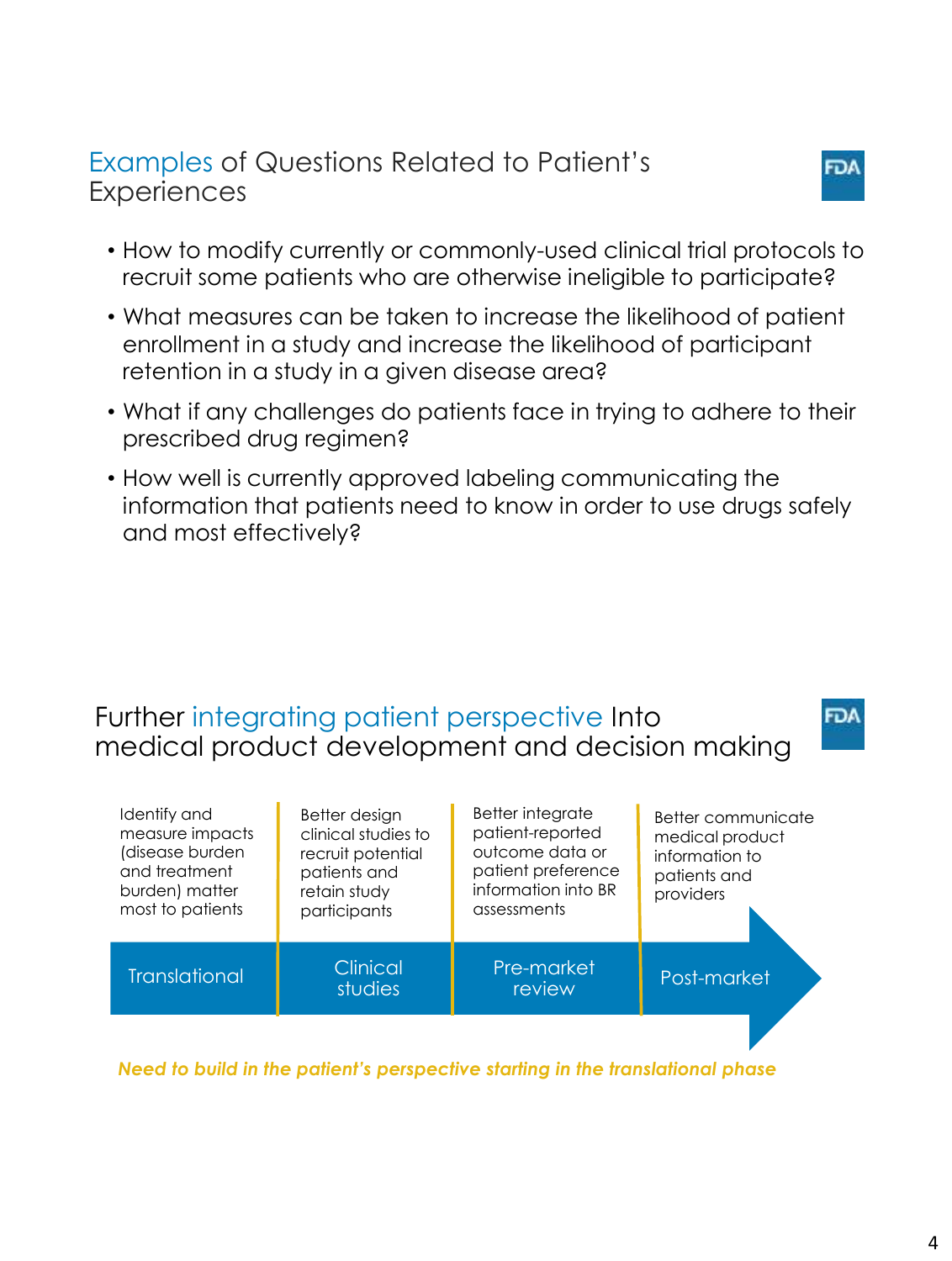## Examples of Questions Related to Patient's Experiences

- How to modify currently or commonly-used clinical trial protocols to recruit some patients who are otherwise ineligible to participate?
- What measures can be taken to increase the likelihood of patient enrollment in a study and increase the likelihood of participant retention in a study in a given disease area?
- What if any challenges do patients face in trying to adhere to their prescribed drug regimen?
- How well is currently approved labeling communicating the information that patients need to know in order to use drugs safely and most effectively?

## Further integrating patient perspective Into medical product development and decision making

| Translational | Clinical studies | Pre-market review | Post-market |
|---|---|---|---|
| Identify and measure impacts (disease burden and treatment burden) matter most to patients | Better design clinical studies to recruit potential patients and retain study participants | Better integrate patient-reported outcome data or patient preference information into BR assessments | Better communicate medical product information to patients and providers |

***Need to build in the patient's perspective starting in the translational phase***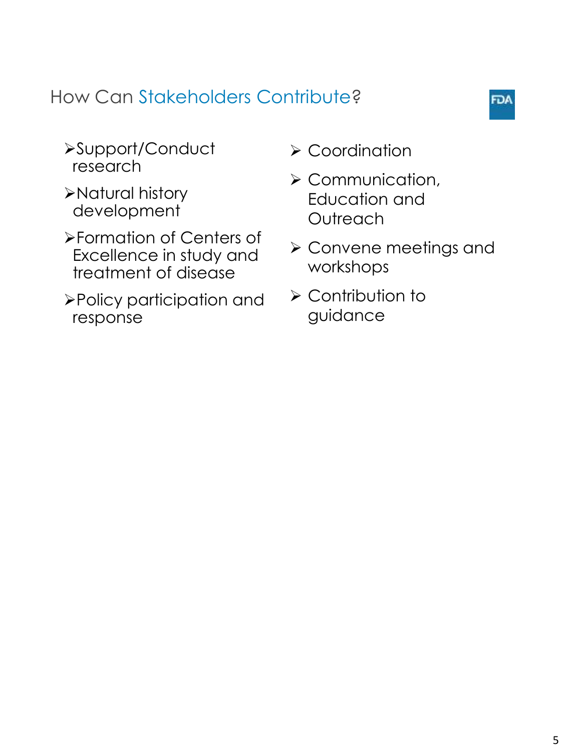## How Can Stakeholders Contribute?

- Support/Conduct research
- Natural history development
- Formation of Centers of Excellence in study and treatment of disease
- Policy participation and response
- Coordination
- Communication, Education and Outreach
- Convene meetings and workshops
- Contribution to guidance